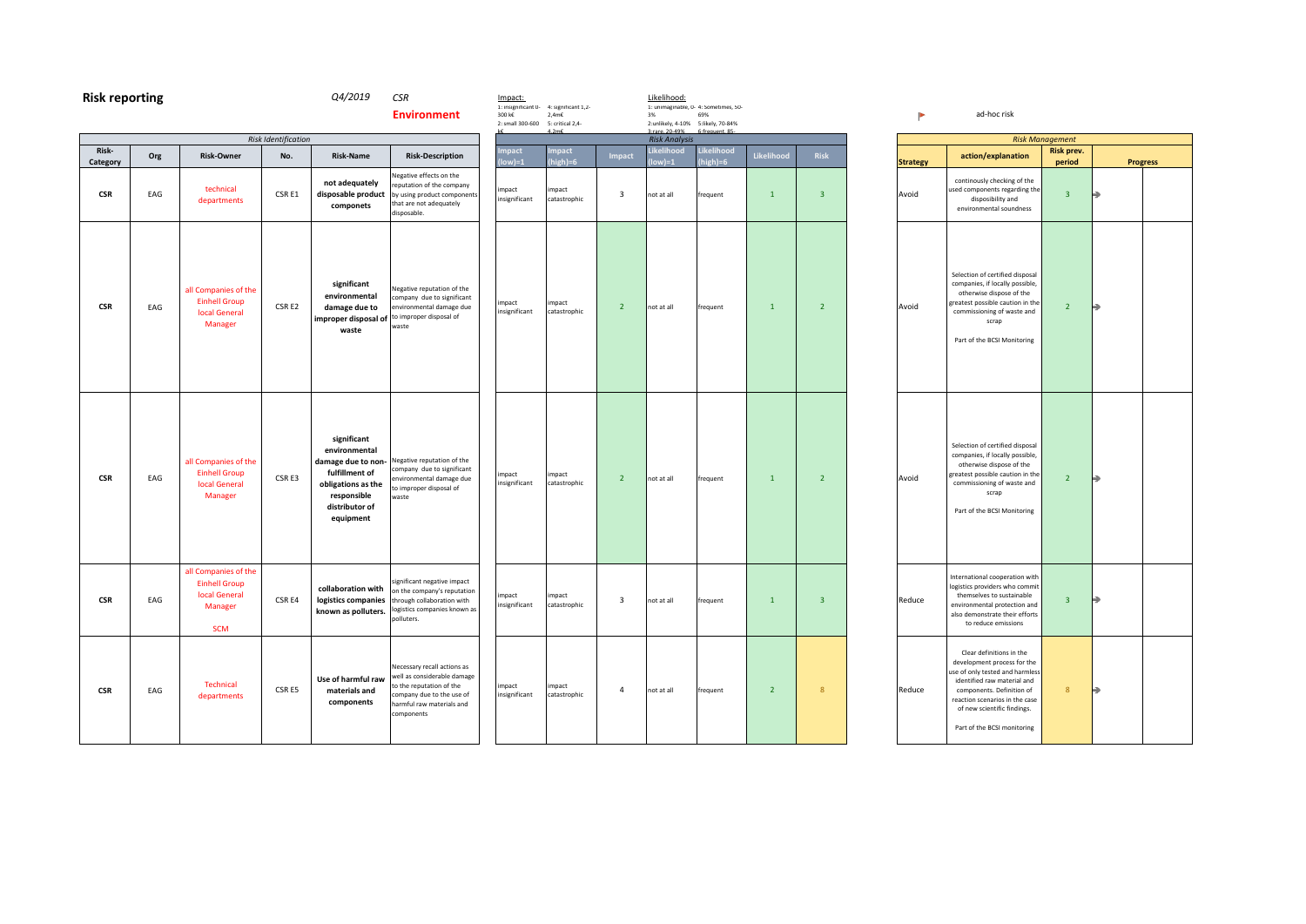# Risk reporting

*Q4/2019* *CSR*

**Environment**

Impact:
1: insignificant 0-300 k€
2: small 300-600 k€
4: significant 1,2-2,4m€
5: critical 2,4-4,2m€

Likelihood:
1: unimaginable, 0-3%
2: unlikely, 4-10%
3: rare, 20-49%
4: sometimes, 50-69%
5: likely, 70-84%
6: frequent, 85-

ad-hoc risk

| *Risk Identification* | | | | | | *Risk Analysis* | | | | | | | *Risk Management* | | | |
|---|---|---|---|---|---|---|---|---|---|---|---|---|---|---|---|---|
| **Risk-Category** | **Org** | **Risk-Owner** | **No.** | **Risk-Name** | **Risk-Description** | **Impact (low)=1** | **Impact (high)=6** | **Impact** | **Likelihood (low)=1** | **Likelihood (high)=6** | **Likelihood** | **Risk** | **Strategy** | **action/explanation** | **Risk prev. period** | **Progress** |
| **CSR** | EAG | technical departments | CSR E1 | **not adequately disposable product componets** | Negative effects on the reputation of the company by using product components that are not adequately disposable. | impact insignificant | impact catastrophic | 3 | not at all | frequent | 1 | 3 | Avoid | continously checking of the used components regarding the disposibility and environmental soundness | 3 | ➔ |
| **CSR** | EAG | all Companies of the Einhell Group local General Manager | CSR E2 | **significant environmental damage due to improper disposal of waste** | Negative reputation of the company due to significant environmental damage due to improper disposal of waste | impact insignificant | impact catastrophic | 2 | not at all | frequent | 1 | 2 | Avoid | Selection of certified disposal companies, if locally possible, otherwise dispose of the greatest possible caution in the commissioning of waste and scrap<br><br>Part of the BCSI Monitoring | 2 | ➔ |
| **CSR** | EAG | all Companies of the Einhell Group local General Manager | CSR E3 | **significant environmental damage due to non-fulfillment of obligations as the responsible distributor of equipment** | Negative reputation of the company due to significant environmental damage due to improper disposal of waste | impact insignificant | impact catastrophic | 2 | not at all | frequent | 1 | 2 | Avoid | Selection of certified disposal companies, if locally possible, otherwise dispose of the greatest possible caution in the commissioning of waste and scrap<br><br>Part of the BCSI Monitoring | 2 | ➔ |
| **CSR** | EAG | all Companies of the Einhell Group local General Manager<br><br>SCM | CSR E4 | **collaboration with logistics companies known as polluters.** | significant negative impact on the company's reputation through collaboration with logistics companies known as polluters. | impact insignificant | impact catastrophic | 3 | not at all | frequent | 1 | 3 | Reduce | International cooperation with logistics providers who commit themselves to sustainable environmental protection and also demonstrate their efforts to reduce emissions | 3 | ➔ |
| **CSR** | EAG | Technical departments | CSR E5 | **Use of harmful raw materials and components** | Necessary recall actions as well as considerable damage to the reputation of the company due to the use of harmful raw materials and components | impact insignificant | impact catastrophic | 4 | not at all | frequent | 2 | 8 | Reduce | Clear definitions in the development process for the use of only tested and harmless identified raw material and components. Definition of reaction scenarios in the case of new scientific findings.<br><br>Part of the BCSI monitoring | 8 | ➔ |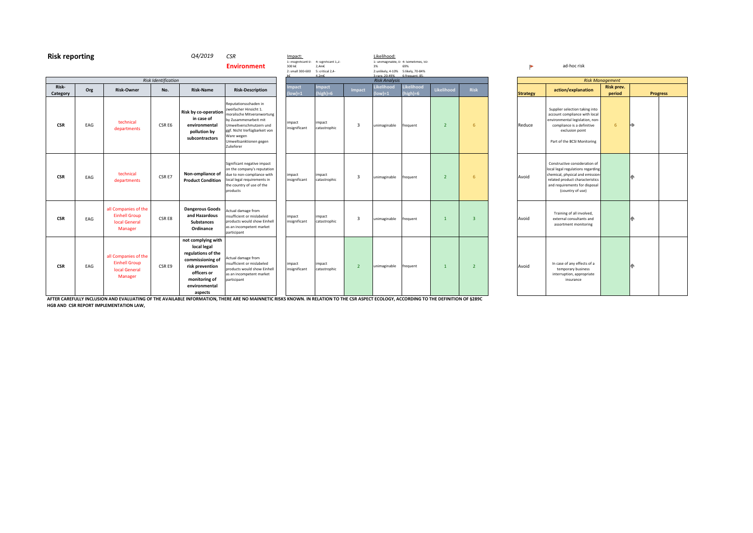# Risk reporting

*Q4/2019* *CSR*

**Environment**

Impact:
1: insignificant 0-300 k€ 4: significant 1,2-2,4m€
2: small 300-600 k€ 5: critical 2,4-4,2m€

Likelihood:
1: unimaginable, 0-3% 4: sometimes, 50-69%
2:unlikely, 4-10% 5:likely, 70-84%
3:rare, 20-49% 6:frequent, 85-

ad-hoc risk

| *Risk Identification* | | | | | | *Risk Analysis* | | | | | | | *Risk Management* | | | |
|---|---|---|---|---|---|---|---|---|---|---|---|---|---|---|---|---|
| **Risk-Category** | **Org** | **Risk-Owner** | **No.** | **Risk-Name** | **Risk-Description** | **Impact (low)=1** | **Impact (high)=6** | **Impact** | **Likelihood (low)=1** | **Likelihood (high)=6** | **Likelihood** | **Risk** | **Strategy** | **action/explanation** | **Risk prev. period** | **Progress** |
| **CSR** | EAG | technical departments | CSR E6 | **Risk by co-operation in case of environmental pollution by subcontractors** | Reputationsschaden in zweifacher Hinsicht 1. moralische Mitverantwortung by Zusammenarbeit mit Umweltverschmutzern und ggf. Nicht Verfügbarkeit von Ware wegen Umweltsanktionen gegen Zulieferer | impact insignificant | impact catastrophic | 3 | unimaginable | frequent | 2 | 6 | Reduce | Supplier selection taking into account compliance with local environmental legislation, non-compliance is a definitive exclusion point<br><br>Part of the BCSI Monitoring | 6 | ➔ |
| **CSR** | EAG | technical departments | CSR E7 | **Non-ompliance of Product Condition** | Significant negative impact on the company's reputation due to non-compliance with local legal requirements in the country of use of the products | impact insignificant | impact catastrophic | 3 | unimaginable | frequent | 2 | 6 | Avoid | Constructive consideration of local legal regulations regarding chemical, physical and emission-related product characteristics and requirements for disposal (country of use) | | ⬆ |
| **CSR** | EAG | all Companies of the Einhell Group local General Manager | CSR E8 | **Dangerous Goods and Hazardous Substances Ordinance** | Actual damage from insufficient or mislabeled products would show Einhell as an incompetent market participant | impact insignificant | impact catastrophic | 3 | unimaginable | frequent | 1 | 3 | Avoid | Training of all involved, external consultants and assortment monitoring | | ⬆ |
| **CSR** | EAG | all Companies of the Einhell Group local General Manager | CSR E9 | **not complying with local legal regulations of the commissioning of risk prevention officers or monitoring of environmental aspects** | Actual damage from insufficient or mislabeled products would show Einhell as an incompetent market participant | impact insignificant | impact catastrophic | 2 | unimaginable | frequent | 1 | 2 | Avoid | In case of any effects of a temporary business interruption, appropriate insurance | | ⬆ |

**AFTER CAREFULLY INCLUSION AND EVALUATING OF THE AVAILABLE INFORMATION, THERE ARE NO MAINNETIC RISKS KNOWN. IN RELATION TO THE CSR ASPECT ECOLOGY, ACCORDING TO THE DEFINITION OF §289C HGB AND CSR REPORT IMPLEMENTATION LAW,**